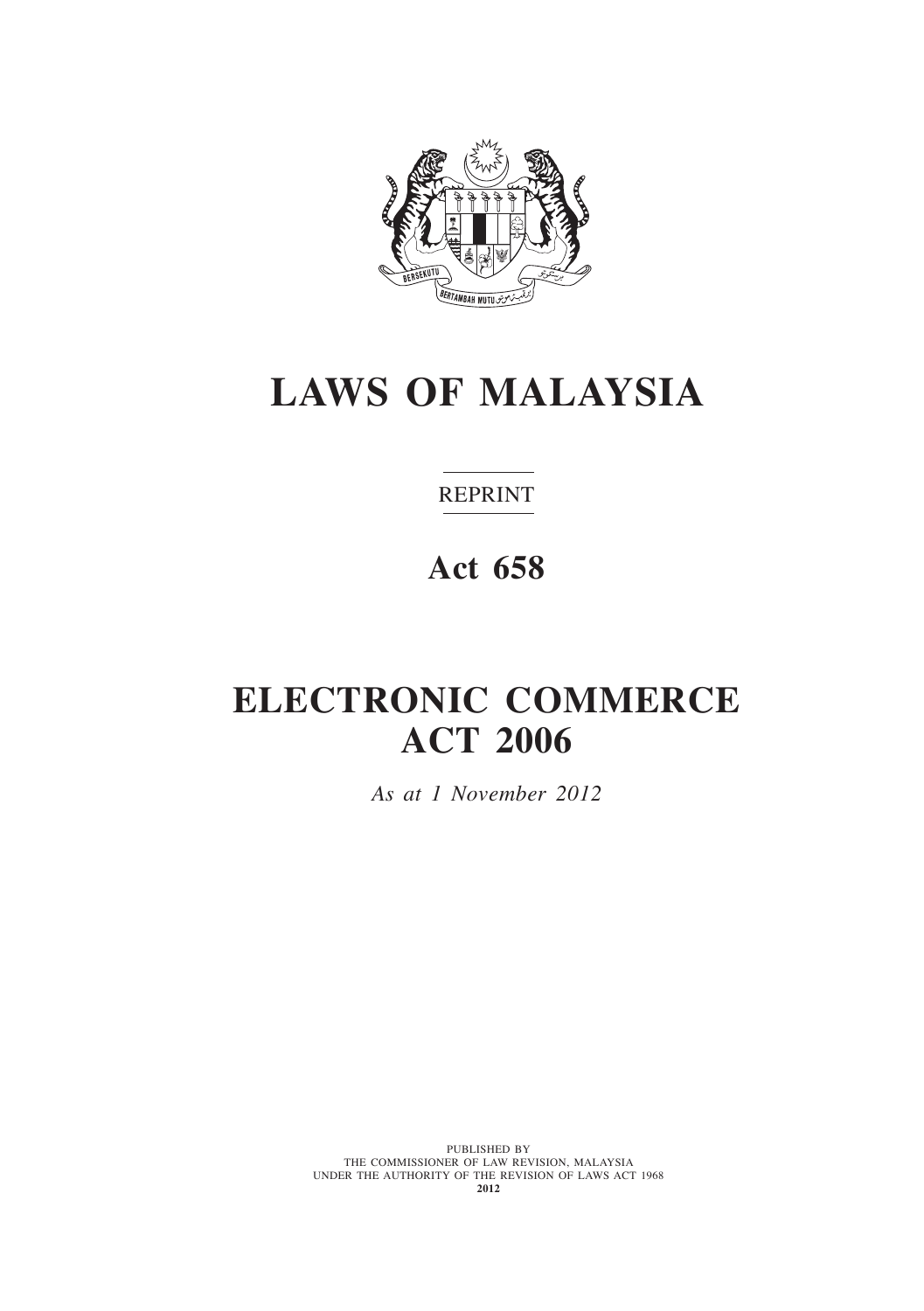# LAWS OF MALAYSIA

REPRINT

## Act 658

# ELECTRONIC COMMERCE ACT 2006

*As at 1 November 2012*

PUBLISHED BY
THE COMMISSIONER OF LAW REVISION, MALAYSIA
UNDER THE AUTHORITY OF THE REVISION OF LAWS ACT 1968
**2012**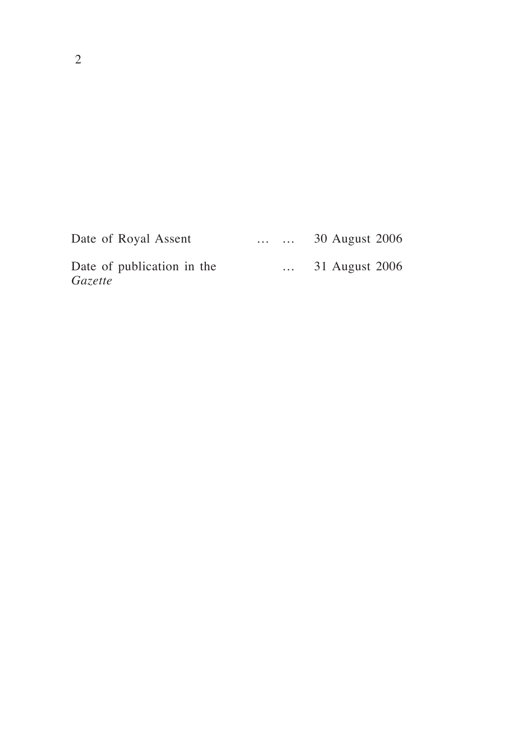| | |
|---|---|
| Date of Royal Assent … … | 30 August 2006 |
| Date of publication in the *Gazette* … | 31 August 2006 |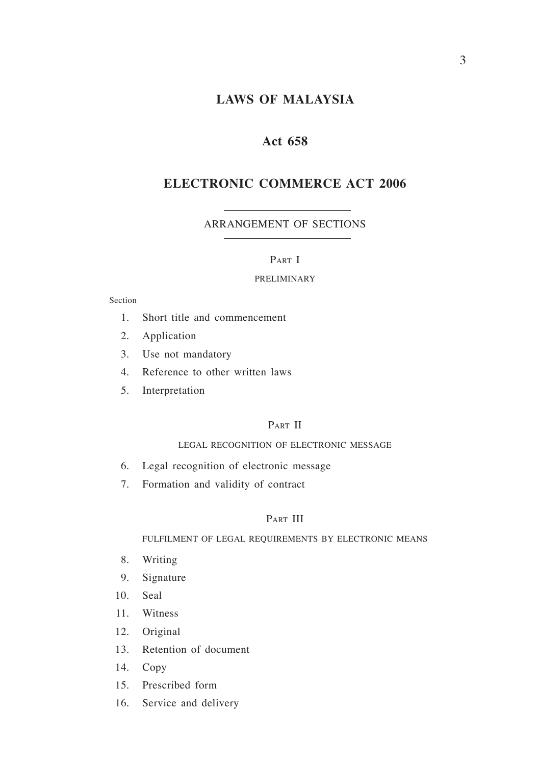# LAWS OF MALAYSIA

## Act 658

## ELECTRONIC COMMERCE ACT 2006

ARRANGEMENT OF SECTIONS

PART I

PRELIMINARY

Section

1. Short title and commencement
2. Application
3. Use not mandatory
4. Reference to other written laws
5. Interpretation

PART II

LEGAL RECOGNITION OF ELECTRONIC MESSAGE

6. Legal recognition of electronic message
7. Formation and validity of contract

PART III

FULFILMENT OF LEGAL REQUIREMENTS BY ELECTRONIC MEANS

8. Writing
9. Signature
10. Seal
11. Witness
12. Original
13. Retention of document
14. Copy
15. Prescribed form
16. Service and delivery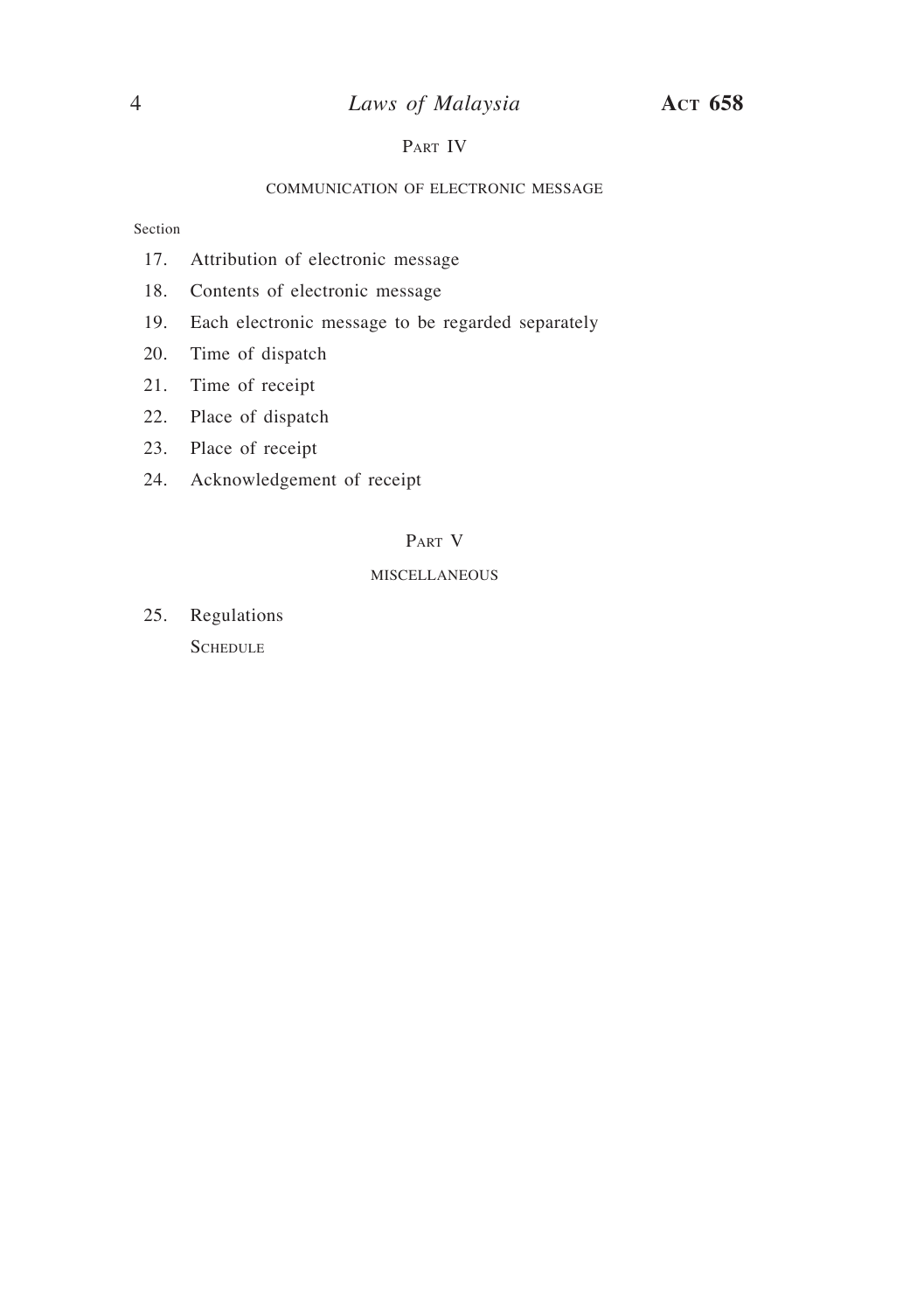## Part IV

### COMMUNICATION OF ELECTRONIC MESSAGE

Section

17. Attribution of electronic message
18. Contents of electronic message
19. Each electronic message to be regarded separately
20. Time of dispatch
21. Time of receipt
22. Place of dispatch
23. Place of receipt
24. Acknowledgement of receipt

## Part V

### MISCELLANEOUS

25. Regulations

Schedule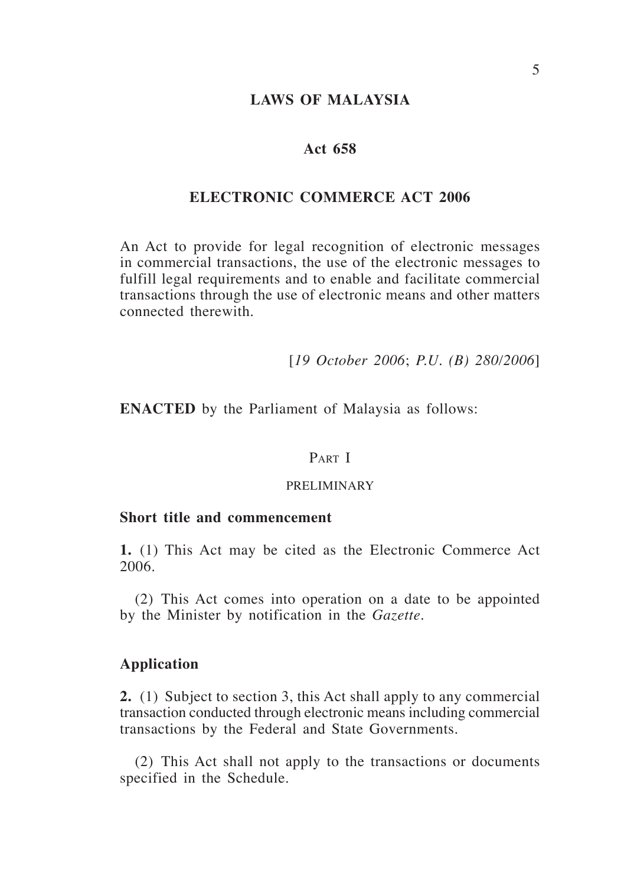# LAWS OF MALAYSIA

## Act 658

## ELECTRONIC COMMERCE ACT 2006

An Act to provide for legal recognition of electronic messages in commercial transactions, the use of the electronic messages to fulfill legal requirements and to enable and facilitate commercial transactions through the use of electronic means and other matters connected therewith.

[*19 October 2006*; *P.U. (B) 280/2006*]

**ENACTED** by the Parliament of Malaysia as follows:

### Part I

### PRELIMINARY

**Short title and commencement**

**1.** (1) This Act may be cited as the Electronic Commerce Act 2006.

(2) This Act comes into operation on a date to be appointed by the Minister by notification in the *Gazette*.

**Application**

**2.** (1) Subject to section 3, this Act shall apply to any commercial transaction conducted through electronic means including commercial transactions by the Federal and State Governments.

(2) This Act shall not apply to the transactions or documents specified in the Schedule.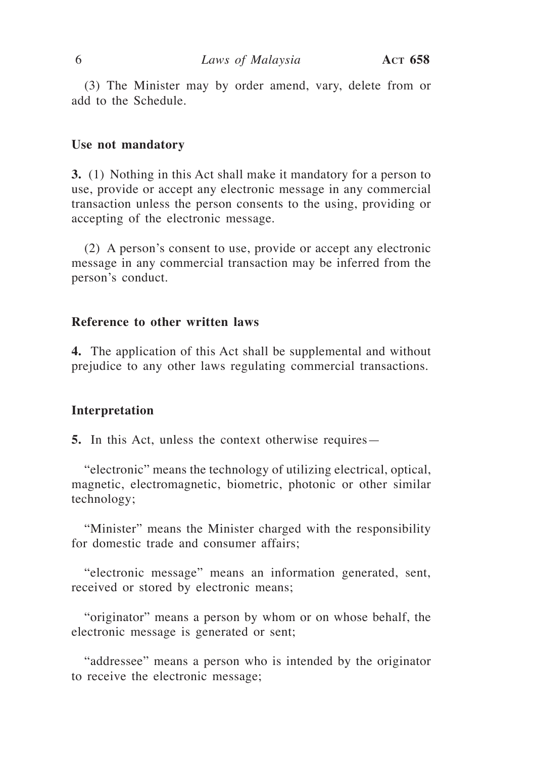(3) The Minister may by order amend, vary, delete from or add to the Schedule.

**Use not mandatory**

**3.** (1) Nothing in this Act shall make it mandatory for a person to use, provide or accept any electronic message in any commercial transaction unless the person consents to the using, providing or accepting of the electronic message.

(2) A person's consent to use, provide or accept any electronic message in any commercial transaction may be inferred from the person's conduct.

**Reference to other written laws**

**4.** The application of this Act shall be supplemental and without prejudice to any other laws regulating commercial transactions.

**Interpretation**

**5.** In this Act, unless the context otherwise requires—

"electronic" means the technology of utilizing electrical, optical, magnetic, electromagnetic, biometric, photonic or other similar technology;

"Minister" means the Minister charged with the responsibility for domestic trade and consumer affairs;

"electronic message" means an information generated, sent, received or stored by electronic means;

"originator" means a person by whom or on whose behalf, the electronic message is generated or sent;

"addressee" means a person who is intended by the originator to receive the electronic message;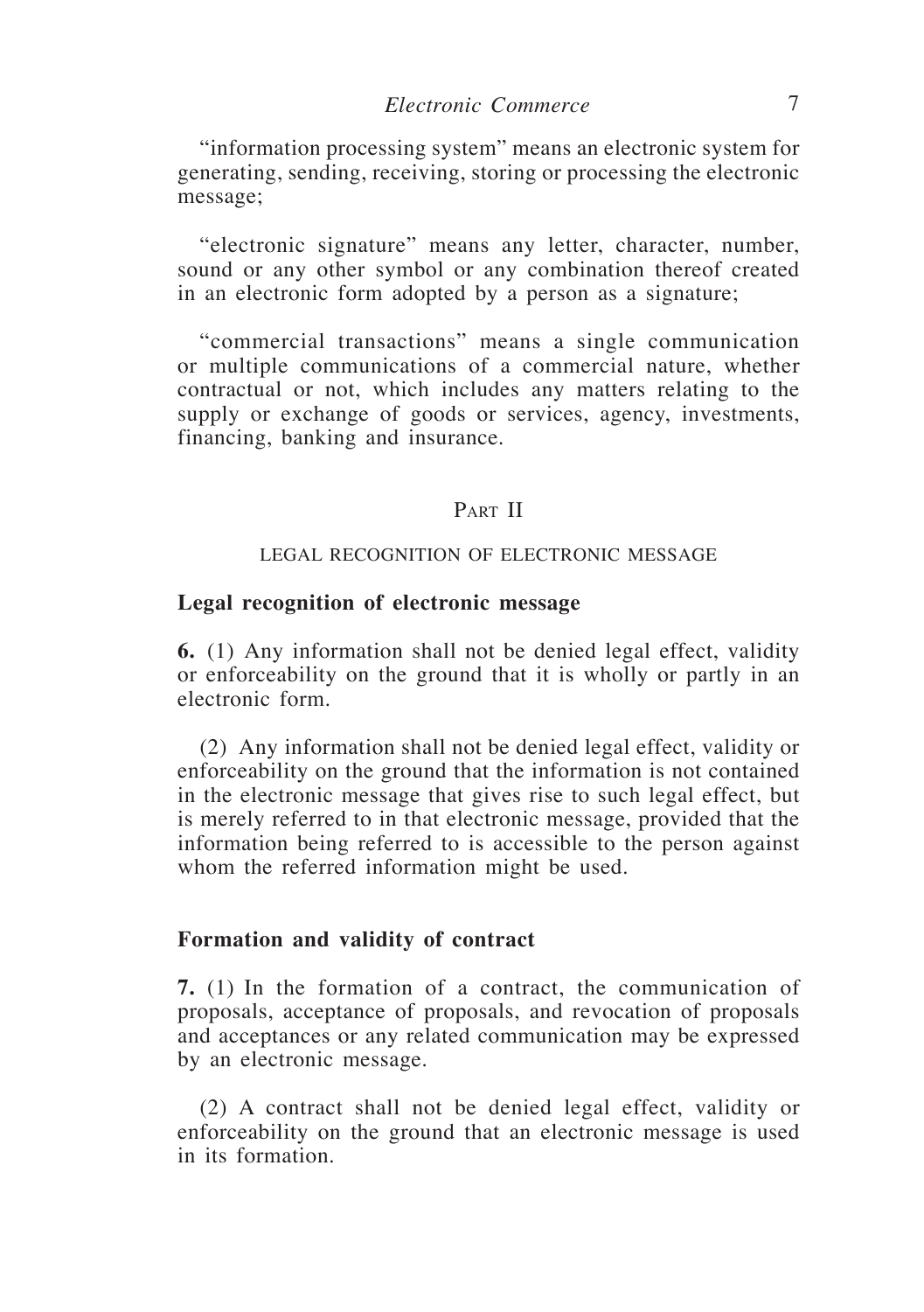"information processing system" means an electronic system for generating, sending, receiving, storing or processing the electronic message;

"electronic signature" means any letter, character, number, sound or any other symbol or any combination thereof created in an electronic form adopted by a person as a signature;

"commercial transactions" means a single communication or multiple communications of a commercial nature, whether contractual or not, which includes any matters relating to the supply or exchange of goods or services, agency, investments, financing, banking and insurance.

## Part II

## LEGAL RECOGNITION OF ELECTRONIC MESSAGE

### Legal recognition of electronic message

**6.** (1) Any information shall not be denied legal effect, validity or enforceability on the ground that it is wholly or partly in an electronic form.

(2) Any information shall not be denied legal effect, validity or enforceability on the ground that the information is not contained in the electronic message that gives rise to such legal effect, but is merely referred to in that electronic message, provided that the information being referred to is accessible to the person against whom the referred information might be used.

### Formation and validity of contract

**7.** (1) In the formation of a contract, the communication of proposals, acceptance of proposals, and revocation of proposals and acceptances or any related communication may be expressed by an electronic message.

(2) A contract shall not be denied legal effect, validity or enforceability on the ground that an electronic message is used in its formation.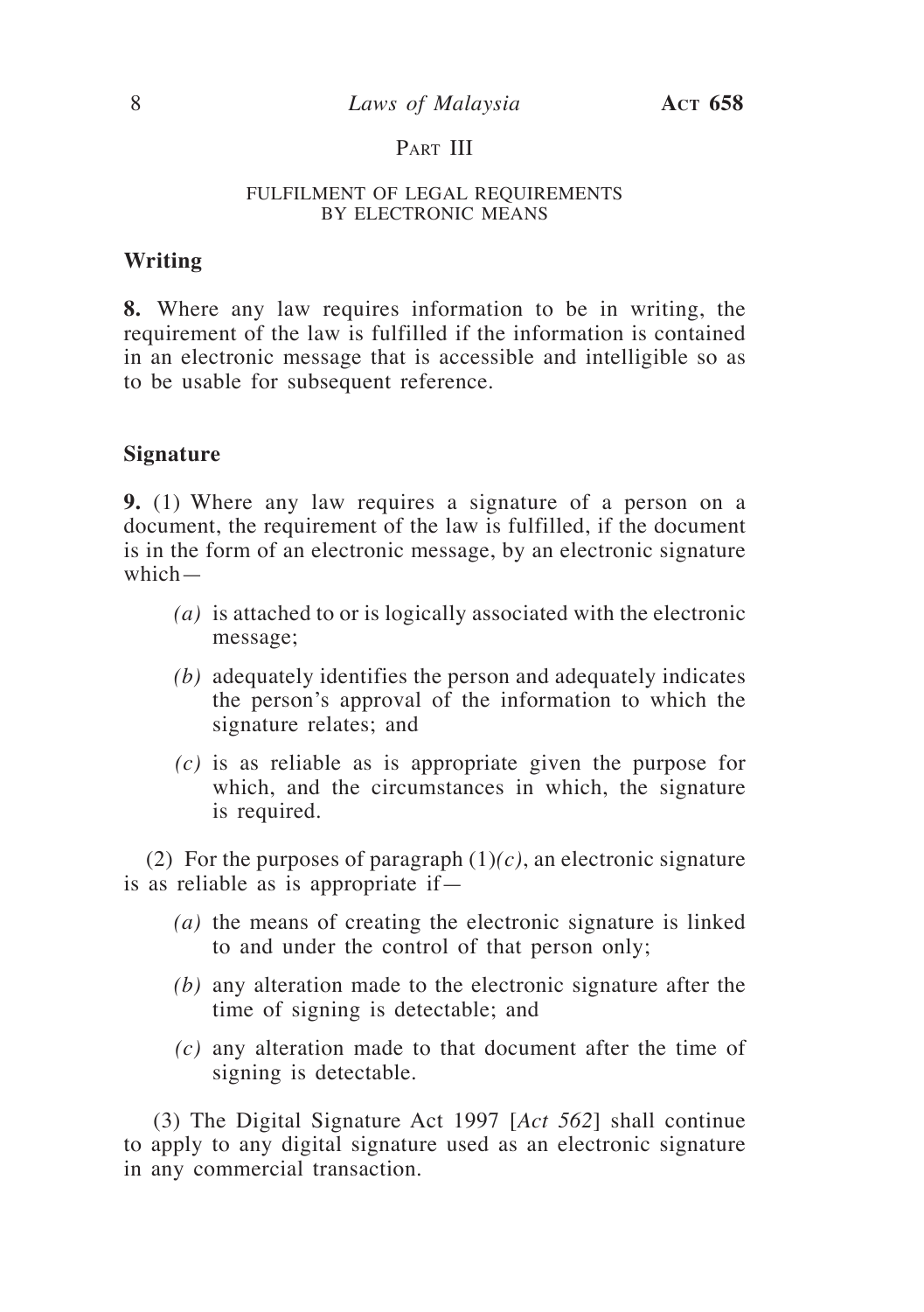## PART III

### FULFILMENT OF LEGAL REQUIREMENTS BY ELECTRONIC MEANS

**Writing**

**8.** Where any law requires information to be in writing, the requirement of the law is fulfilled if the information is contained in an electronic message that is accessible and intelligible so as to be usable for subsequent reference.

**Signature**

**9.** (1) Where any law requires a signature of a person on a document, the requirement of the law is fulfilled, if the document is in the form of an electronic message, by an electronic signature which—

*(a)* is attached to or is logically associated with the electronic message;

*(b)* adequately identifies the person and adequately indicates the person's approval of the information to which the signature relates; and

*(c)* is as reliable as is appropriate given the purpose for which, and the circumstances in which, the signature is required.

(2) For the purposes of paragraph (1)*(c)*, an electronic signature is as reliable as is appropriate if—

*(a)* the means of creating the electronic signature is linked to and under the control of that person only;

*(b)* any alteration made to the electronic signature after the time of signing is detectable; and

*(c)* any alteration made to that document after the time of signing is detectable.

(3) The Digital Signature Act 1997 [*Act 562*] shall continue to apply to any digital signature used as an electronic signature in any commercial transaction.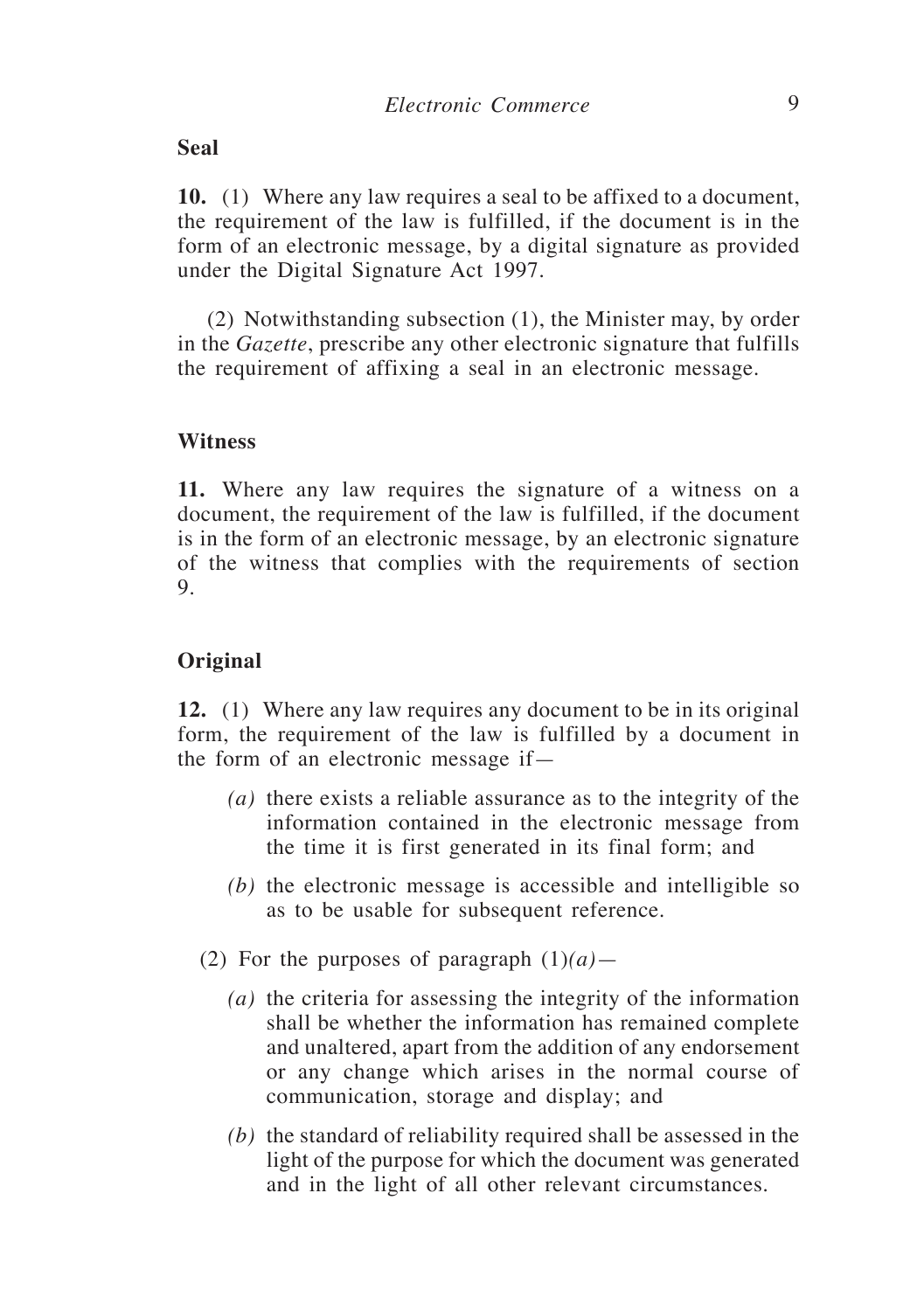**Seal**

**10.** (1) Where any law requires a seal to be affixed to a document, the requirement of the law is fulfilled, if the document is in the form of an electronic message, by a digital signature as provided under the Digital Signature Act 1997.

(2) Notwithstanding subsection (1), the Minister may, by order in the *Gazette*, prescribe any other electronic signature that fulfills the requirement of affixing a seal in an electronic message.

**Witness**

**11.** Where any law requires the signature of a witness on a document, the requirement of the law is fulfilled, if the document is in the form of an electronic message, by an electronic signature of the witness that complies with the requirements of section 9.

**Original**

**12.** (1) Where any law requires any document to be in its original form, the requirement of the law is fulfilled by a document in the form of an electronic message if—

*(a)* there exists a reliable assurance as to the integrity of the information contained in the electronic message from the time it is first generated in its final form; and

*(b)* the electronic message is accessible and intelligible so as to be usable for subsequent reference.

(2) For the purposes of paragraph (1)*(a)*—

*(a)* the criteria for assessing the integrity of the information shall be whether the information has remained complete and unaltered, apart from the addition of any endorsement or any change which arises in the normal course of communication, storage and display; and

*(b)* the standard of reliability required shall be assessed in the light of the purpose for which the document was generated and in the light of all other relevant circumstances.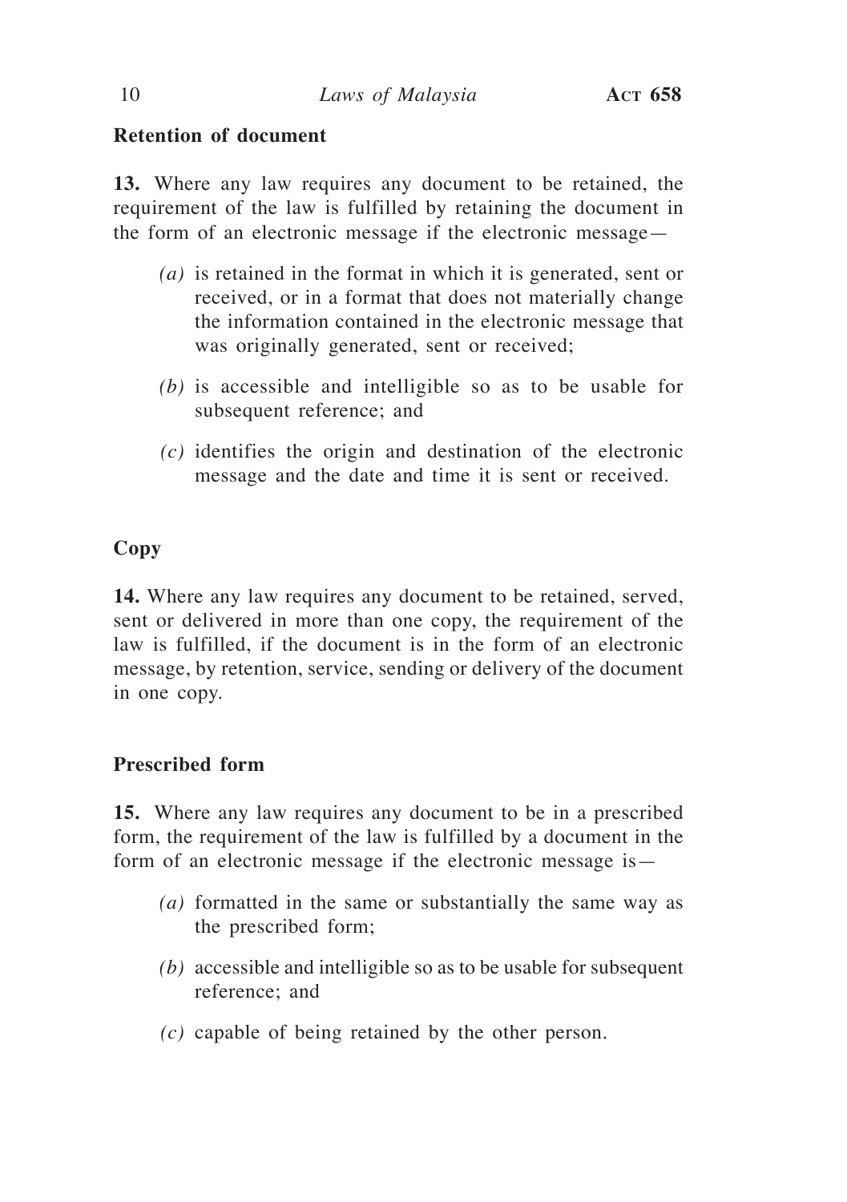### Retention of document

**13.** Where any law requires any document to be retained, the requirement of the law is fulfilled by retaining the document in the form of an electronic message if the electronic message—

*(a)* is retained in the format in which it is generated, sent or received, or in a format that does not materially change the information contained in the electronic message that was originally generated, sent or received;

*(b)* is accessible and intelligible so as to be usable for subsequent reference; and

*(c)* identifies the origin and destination of the electronic message and the date and time it is sent or received.

### Copy

**14.** Where any law requires any document to be retained, served, sent or delivered in more than one copy, the requirement of the law is fulfilled, if the document is in the form of an electronic message, by retention, service, sending or delivery of the document in one copy.

### Prescribed form

**15.** Where any law requires any document to be in a prescribed form, the requirement of the law is fulfilled by a document in the form of an electronic message if the electronic message is—

*(a)* formatted in the same or substantially the same way as the prescribed form;

*(b)* accessible and intelligible so as to be usable for subsequent reference; and

*(c)* capable of being retained by the other person.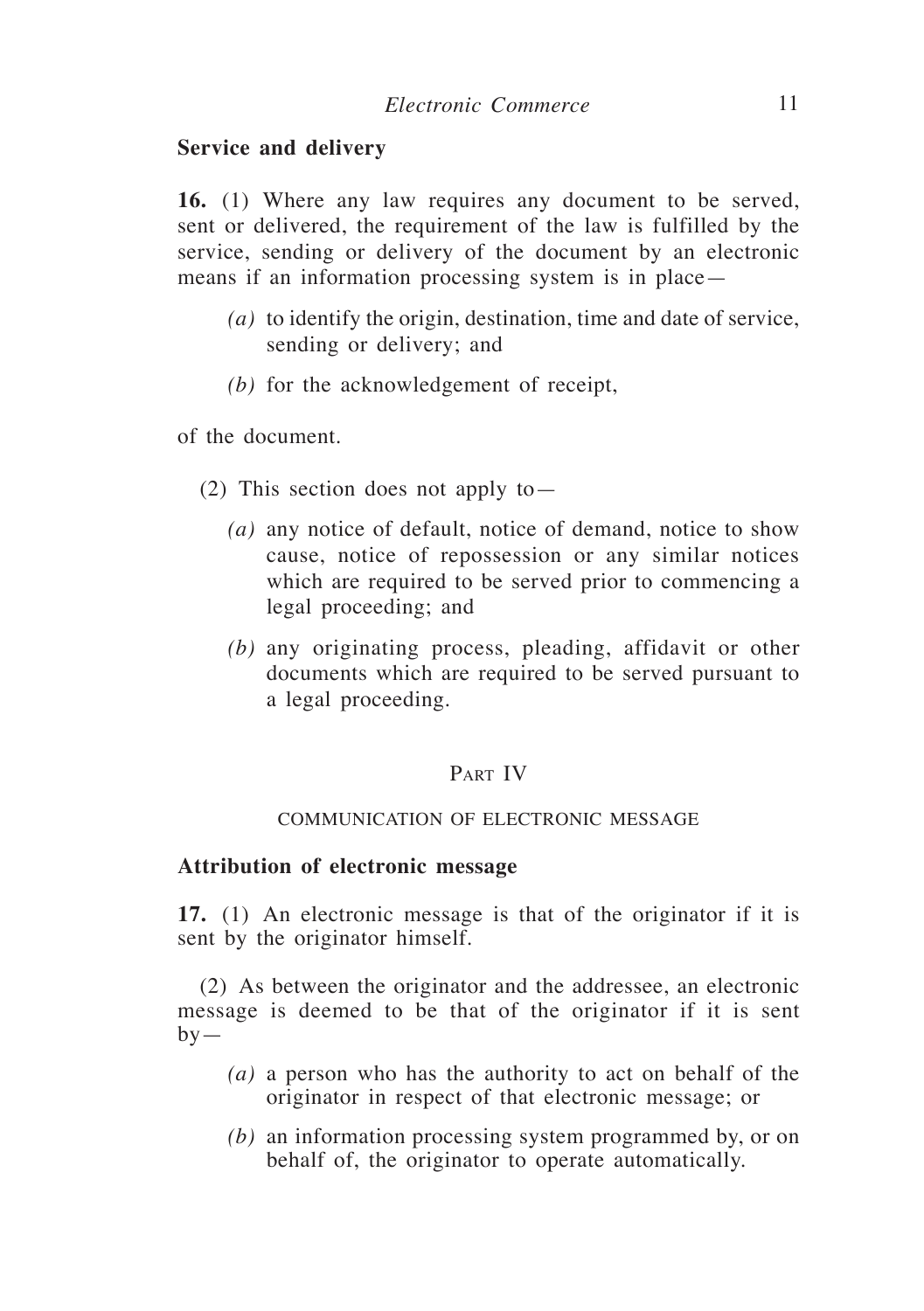## Service and delivery

**16.** (1) Where any law requires any document to be served, sent or delivered, the requirement of the law is fulfilled by the service, sending or delivery of the document by an electronic means if an information processing system is in place—

*(a)* to identify the origin, destination, time and date of service, sending or delivery; and

*(b)* for the acknowledgement of receipt,

of the document.

(2) This section does not apply to—

*(a)* any notice of default, notice of demand, notice to show cause, notice of repossession or any similar notices which are required to be served prior to commencing a legal proceeding; and

*(b)* any originating process, pleading, affidavit or other documents which are required to be served pursuant to a legal proceeding.

# Part IV

## COMMUNICATION OF ELECTRONIC MESSAGE

### Attribution of electronic message

**17.** (1) An electronic message is that of the originator if it is sent by the originator himself.

(2) As between the originator and the addressee, an electronic message is deemed to be that of the originator if it is sent by—

*(a)* a person who has the authority to act on behalf of the originator in respect of that electronic message; or

*(b)* an information processing system programmed by, or on behalf of, the originator to operate automatically.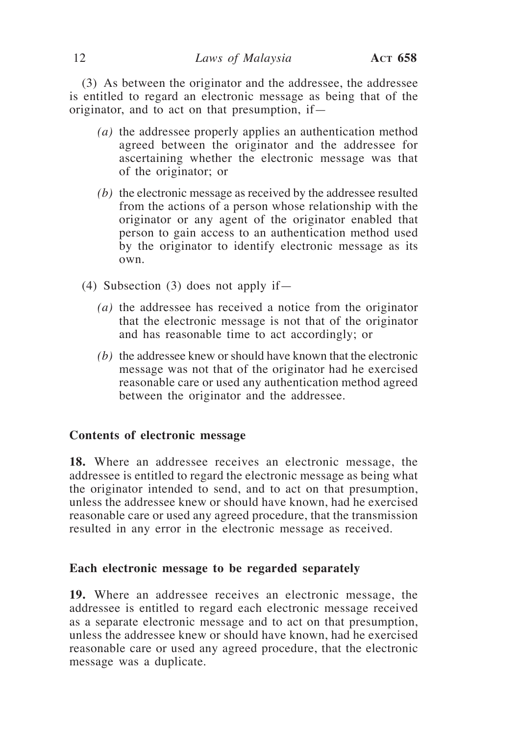(3) As between the originator and the addressee, the addressee is entitled to regard an electronic message as being that of the originator, and to act on that presumption, if—

- *(a)* the addressee properly applies an authentication method agreed between the originator and the addressee for ascertaining whether the electronic message was that of the originator; or
- *(b)* the electronic message as received by the addressee resulted from the actions of a person whose relationship with the originator or any agent of the originator enabled that person to gain access to an authentication method used by the originator to identify electronic message as its own.

(4) Subsection (3) does not apply if—

- *(a)* the addressee has received a notice from the originator that the electronic message is not that of the originator and has reasonable time to act accordingly; or
- *(b)* the addressee knew or should have known that the electronic message was not that of the originator had he exercised reasonable care or used any authentication method agreed between the originator and the addressee.

### Contents of electronic message

**18.** Where an addressee receives an electronic message, the addressee is entitled to regard the electronic message as being what the originator intended to send, and to act on that presumption, unless the addressee knew or should have known, had he exercised reasonable care or used any agreed procedure, that the transmission resulted in any error in the electronic message as received.

### Each electronic message to be regarded separately

**19.** Where an addressee receives an electronic message, the addressee is entitled to regard each electronic message received as a separate electronic message and to act on that presumption, unless the addressee knew or should have known, had he exercised reasonable care or used any agreed procedure, that the electronic message was a duplicate.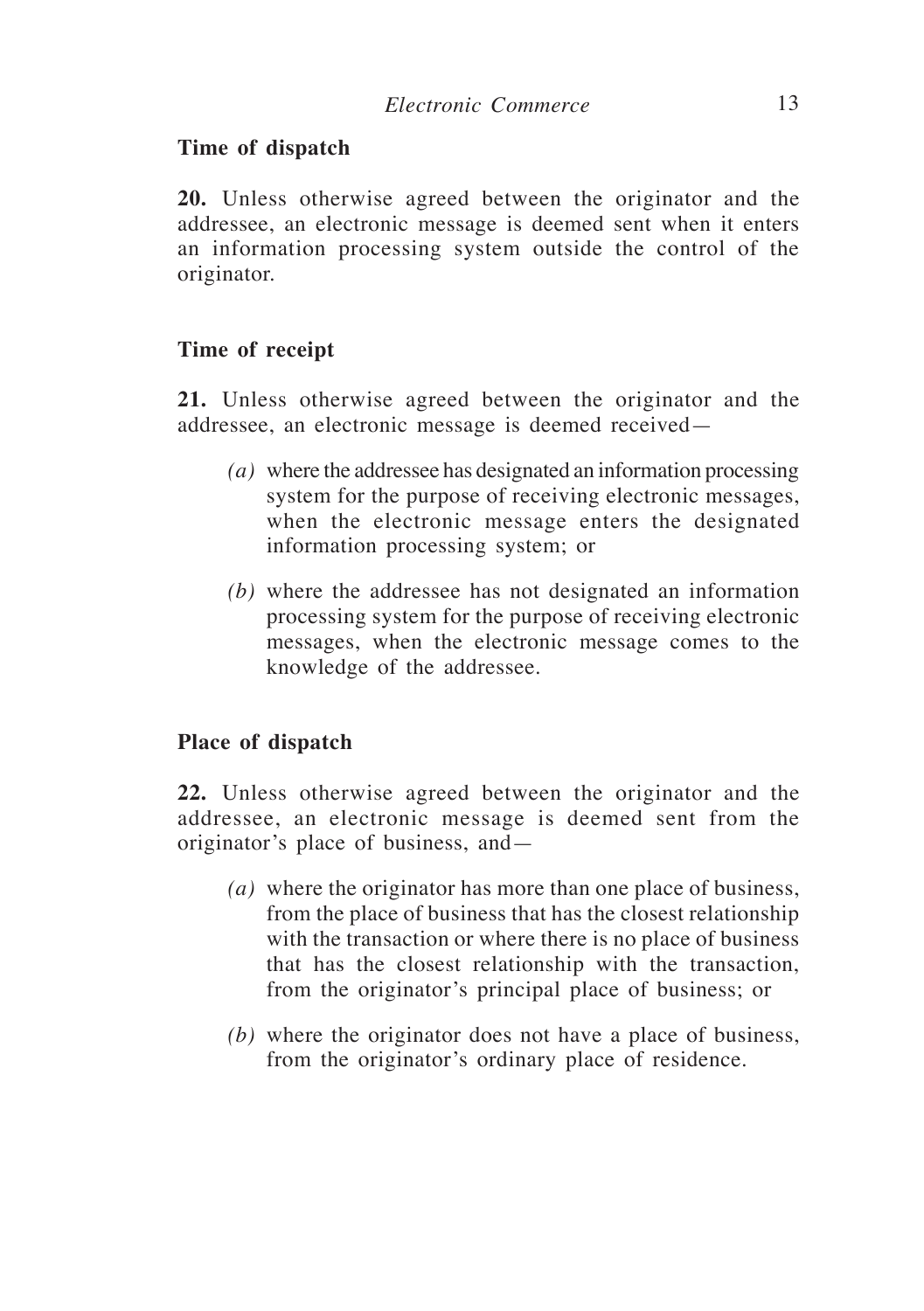### Time of dispatch

**20.** Unless otherwise agreed between the originator and the addressee, an electronic message is deemed sent when it enters an information processing system outside the control of the originator.

### Time of receipt

**21.** Unless otherwise agreed between the originator and the addressee, an electronic message is deemed received—

*(a)* where the addressee has designated an information processing system for the purpose of receiving electronic messages, when the electronic message enters the designated information processing system; or

*(b)* where the addressee has not designated an information processing system for the purpose of receiving electronic messages, when the electronic message comes to the knowledge of the addressee.

### Place of dispatch

**22.** Unless otherwise agreed between the originator and the addressee, an electronic message is deemed sent from the originator's place of business, and—

*(a)* where the originator has more than one place of business, from the place of business that has the closest relationship with the transaction or where there is no place of business that has the closest relationship with the transaction, from the originator's principal place of business; or

*(b)* where the originator does not have a place of business, from the originator's ordinary place of residence.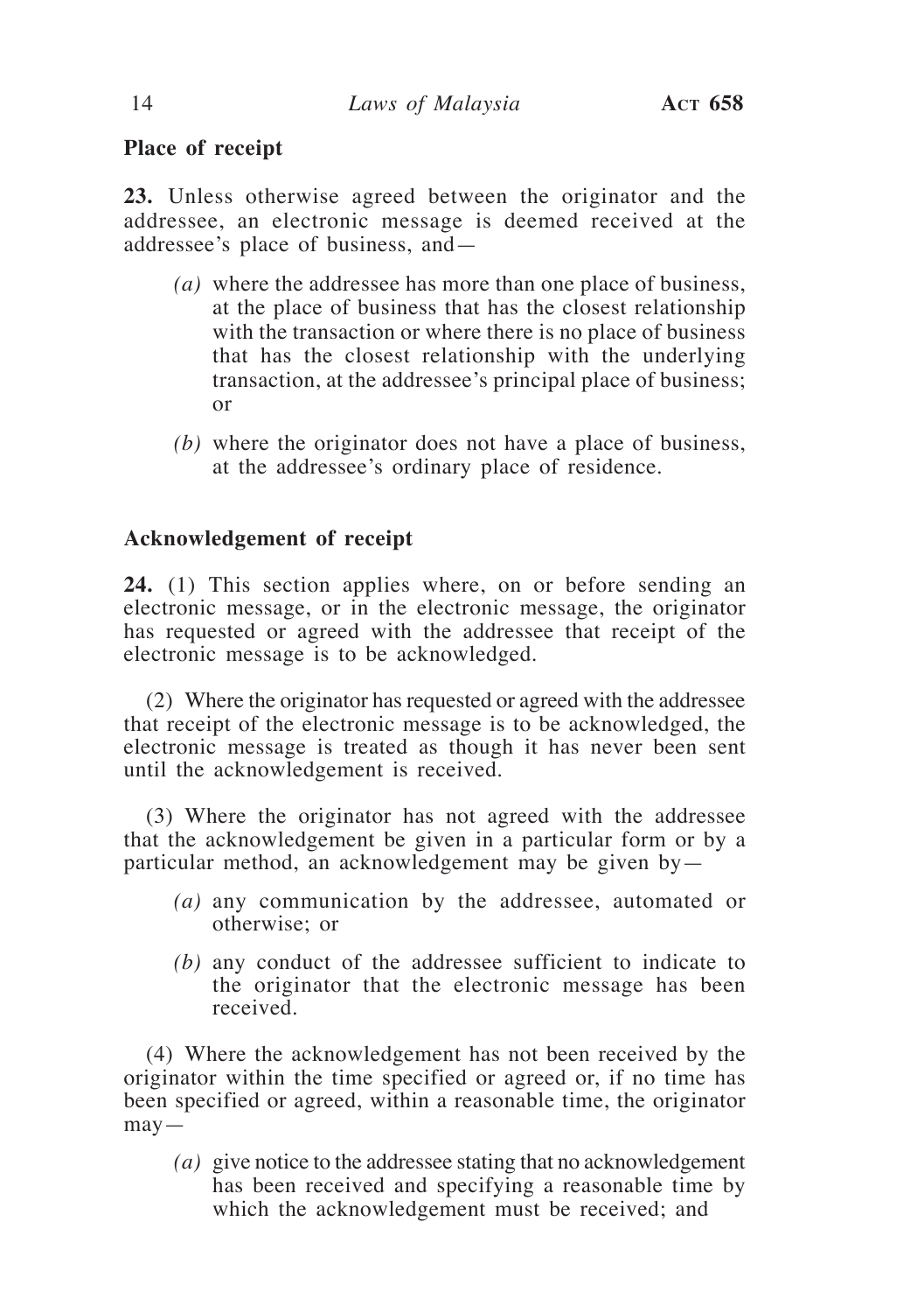**Place of receipt**

**23.** Unless otherwise agreed between the originator and the addressee, an electronic message is deemed received at the addressee's place of business, and—

*(a)* where the addressee has more than one place of business, at the place of business that has the closest relationship with the transaction or where there is no place of business that has the closest relationship with the underlying transaction, at the addressee's principal place of business; or

*(b)* where the originator does not have a place of business, at the addressee's ordinary place of residence.

**Acknowledgement of receipt**

**24.** (1) This section applies where, on or before sending an electronic message, or in the electronic message, the originator has requested or agreed with the addressee that receipt of the electronic message is to be acknowledged.

(2) Where the originator has requested or agreed with the addressee that receipt of the electronic message is to be acknowledged, the electronic message is treated as though it has never been sent until the acknowledgement is received.

(3) Where the originator has not agreed with the addressee that the acknowledgement be given in a particular form or by a particular method, an acknowledgement may be given by—

*(a)* any communication by the addressee, automated or otherwise; or

*(b)* any conduct of the addressee sufficient to indicate to the originator that the electronic message has been received.

(4) Where the acknowledgement has not been received by the originator within the time specified or agreed or, if no time has been specified or agreed, within a reasonable time, the originator may—

*(a)* give notice to the addressee stating that no acknowledgement has been received and specifying a reasonable time by which the acknowledgement must be received; and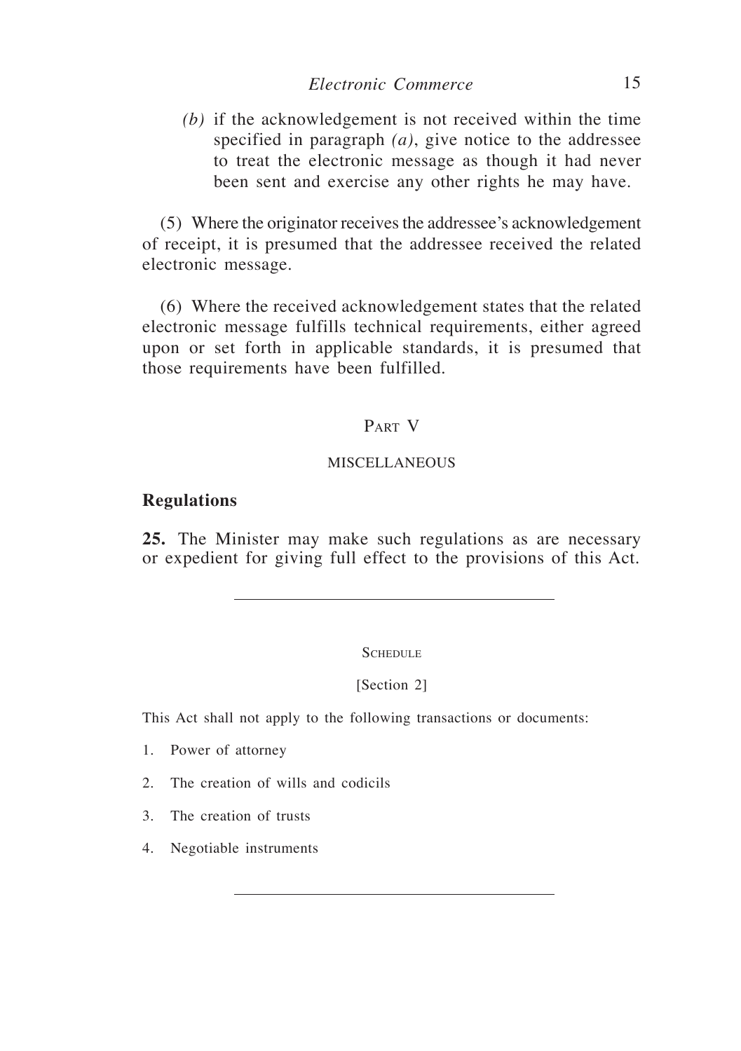*(b)* if the acknowledgement is not received within the time specified in paragraph *(a)*, give notice to the addressee to treat the electronic message as though it had never been sent and exercise any other rights he may have.

(5) Where the originator receives the addressee's acknowledgement of receipt, it is presumed that the addressee received the related electronic message.

(6) Where the received acknowledgement states that the related electronic message fulfills technical requirements, either agreed upon or set forth in applicable standards, it is presumed that those requirements have been fulfilled.

## PART V

## MISCELLANEOUS

### Regulations

**25.** The Minister may make such regulations as are necessary or expedient for giving full effect to the provisions of this Act.

---

## SCHEDULE

[Section 2]

This Act shall not apply to the following transactions or documents:

1. Power of attorney
2. The creation of wills and codicils
3. The creation of trusts
4. Negotiable instruments

---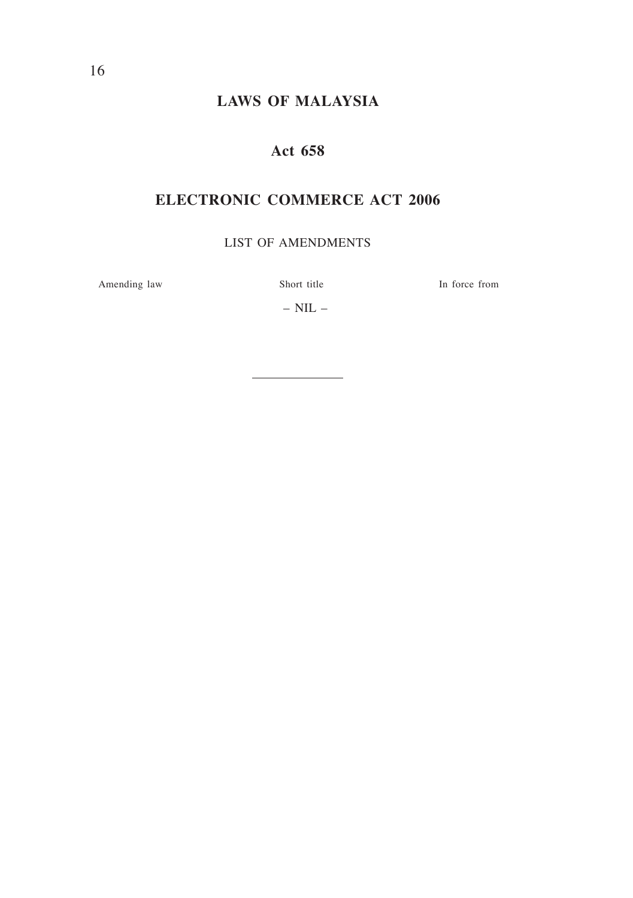# LAWS OF MALAYSIA

## Act 658

## ELECTRONIC COMMERCE ACT 2006

LIST OF AMENDMENTS

| Amending law | Short title | In force from |
|---|---|---|
| | – NIL – | |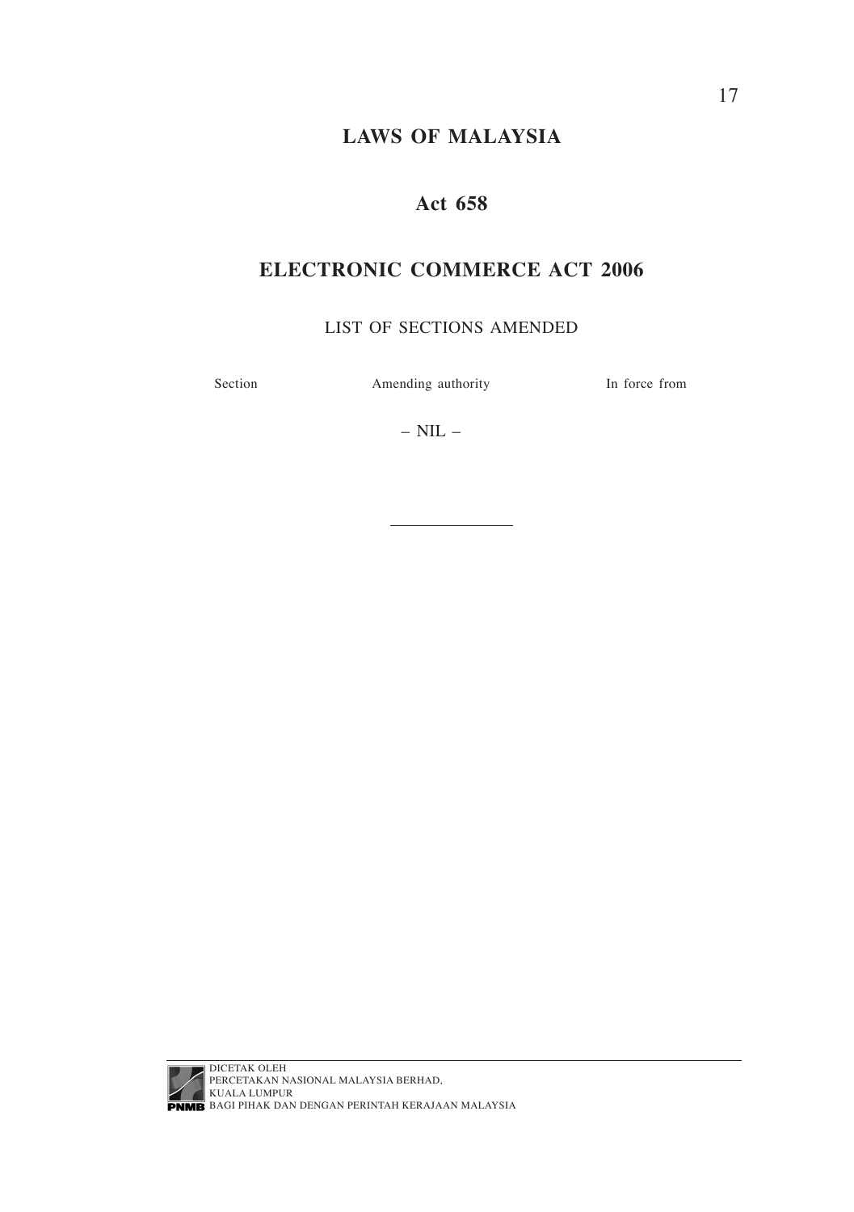# LAWS OF MALAYSIA

## Act 658

## ELECTRONIC COMMERCE ACT 2006

LIST OF SECTIONS AMENDED

| Section | Amending authority | In force from |
|---|---|---|

– NIL –

---

DICETAK OLEH
PERCETAKAN NASIONAL MALAYSIA BERHAD,
KUALA LUMPUR
BAGI PIHAK DAN DENGAN PERINTAH KERAJAAN MALAYSIA